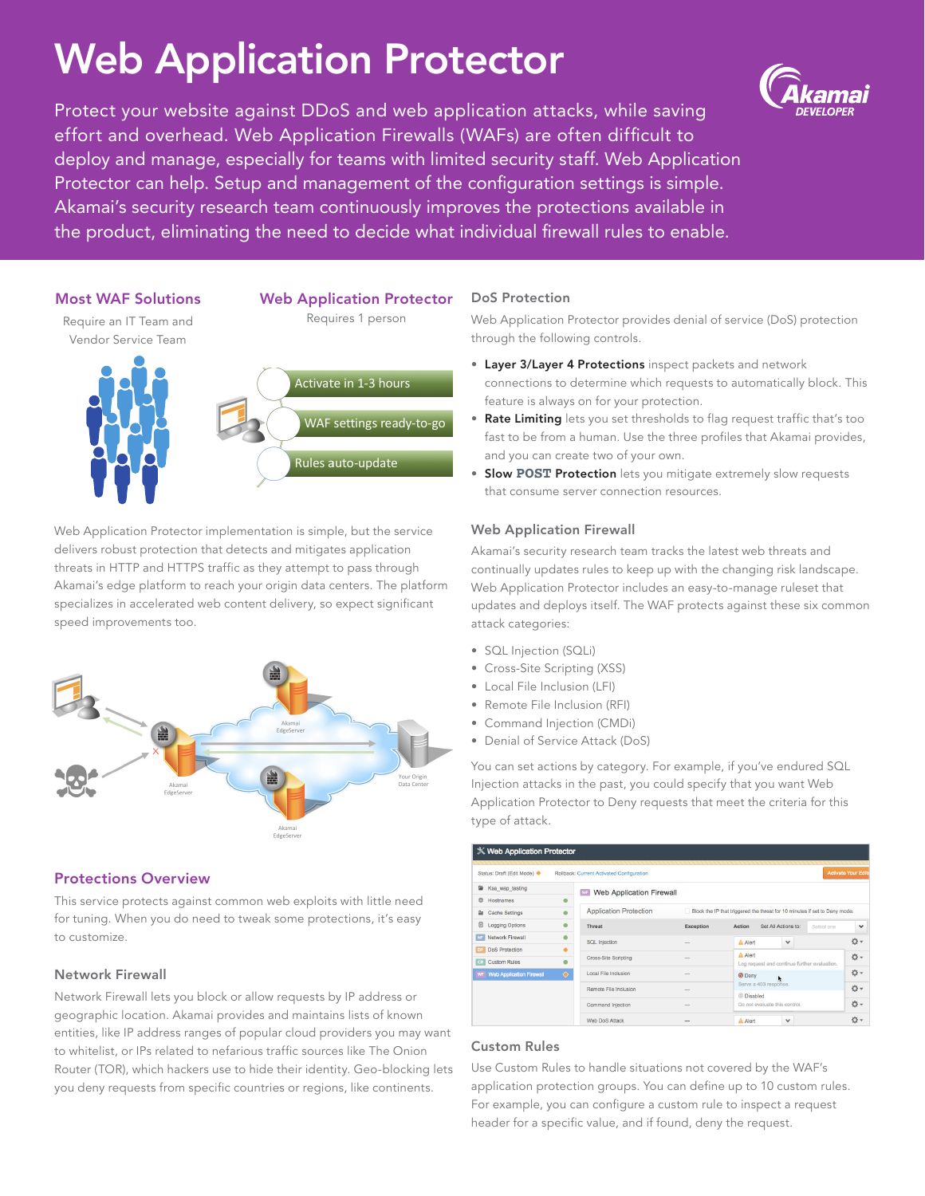# Web Application Protector

Protect your website against DDoS and web application attacks, while saving effort and overhead. Web Application Firewalls (WAFs) are often difficult to deploy and manage, especially for teams with limited security staff. Web Application Protector can help. Setup and management of the configuration settings is simple. Akamai's security research team continuously improves the protections available in the product, eliminating the need to decide what individual firewall rules to enable.

### Most WAF Solutions

Require an IT Team and Vendor Service Team

### Web Application Protector

Requires 1 person

- Activate in 1-3 hours
- WAF settings ready-to-go
- Rules auto-update

Web Application Protector implementation is simple, but the service delivers robust protection that detects and mitigates application threats in HTTP and HTTPS traffic as they attempt to pass through Akamai's edge platform to reach your origin data centers. The platform specializes in accelerated web content delivery, so expect significant speed improvements too.

## Protections Overview

This service protects against common web exploits with little need for tuning. When you do need to tweak some protections, it's easy to customize.

### Network Firewall

Network Firewall lets you block or allow requests by IP address or geographic location. Akamai provides and maintains lists of known entities, like IP address ranges of popular cloud providers you may want to whitelist, or IPs related to nefarious traffic sources like The Onion Router (TOR), which hackers use to hide their identity. Geo-blocking lets you deny requests from specific countries or regions, like continents.

### DoS Protection

Web Application Protector provides denial of service (DoS) protection through the following controls.

- **Layer 3/Layer 4 Protections** inspect packets and network connections to determine which requests to automatically block. This feature is always on for your protection.
- **Rate Limiting** lets you set thresholds to flag request traffic that's too fast to be from a human. Use the three profiles that Akamai provides, and you can create two of your own.
- **Slow `POST` Protection** lets you mitigate extremely slow requests that consume server connection resources.

### Web Application Firewall

Akamai's security research team tracks the latest web threats and continually updates rules to keep up with the changing risk landscape. Web Application Protector includes an easy-to-manage ruleset that updates and deploys itself. The WAF protects against these six common attack categories:

- SQL Injection (SQLi)
- Cross-Site Scripting (XSS)
- Local File Inclusion (LFI)
- Remote File Inclusion (RFI)
- Command Injection (CMDi)
- Denial of Service Attack (DoS)

You can set actions by category. For example, if you've endured SQL Injection attacks in the past, you could specify that you want Web Application Protector to Deny requests that meet the criteria for this type of attack.

### Custom Rules

Use Custom Rules to handle situations not covered by the WAF's application protection groups. You can define up to 10 custom rules. For example, you can configure a custom rule to inspect a request header for a specific value, and if found, deny the request.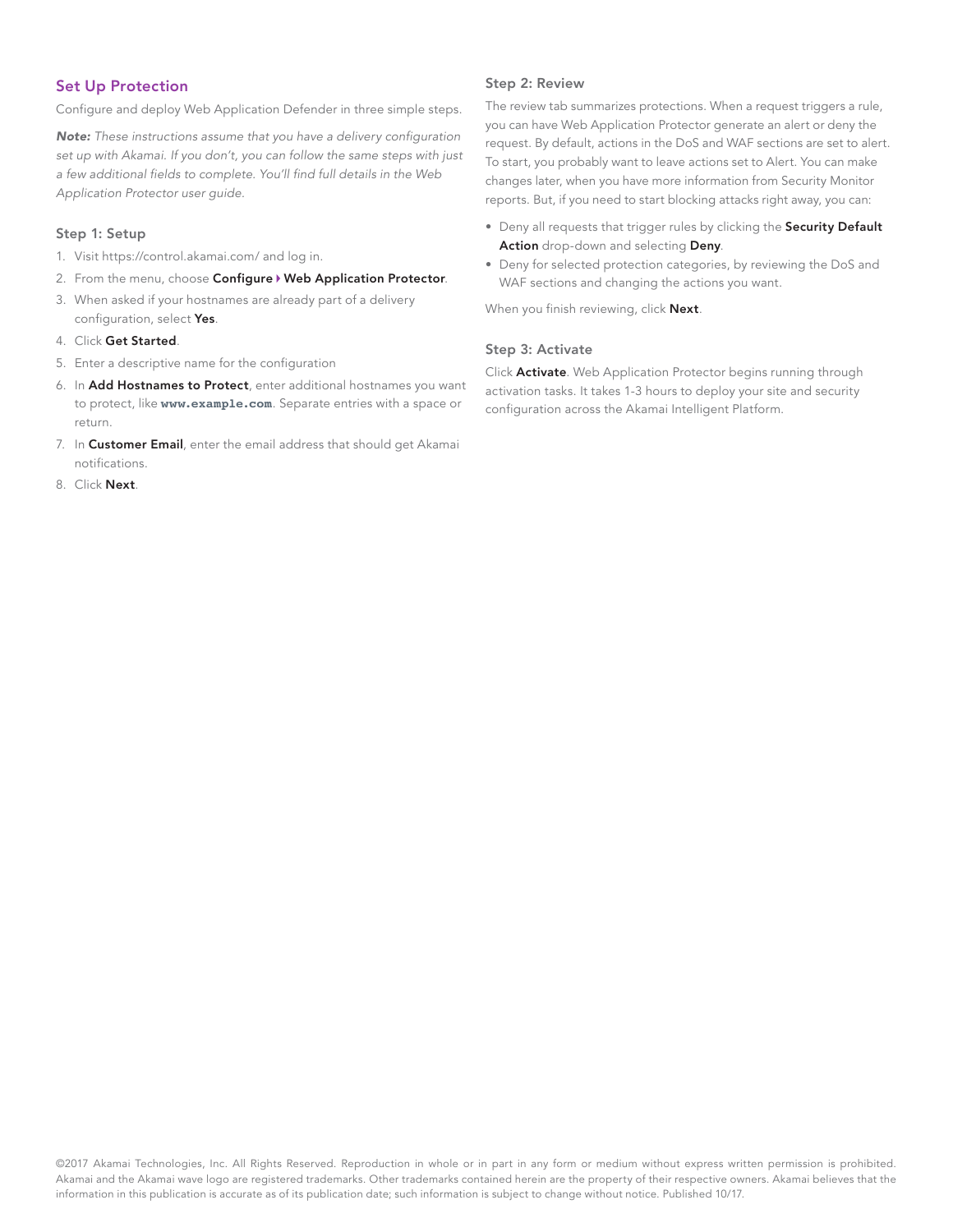## Set Up Protection

Configure and deploy Web Application Defender in three simple steps.

***Note:*** *These instructions assume that you have a delivery configuration set up with Akamai. If you don't, you can follow the same steps with just a few additional fields to complete. You'll find full details in the Web Application Protector user guide.*

### Step 1: Setup

1. Visit https://control.akamai.com/ and log in.
2. From the menu, choose **Configure ▸ Web Application Protector**.
3. When asked if your hostnames are already part of a delivery configuration, select **Yes**.
4. Click **Get Started**.
5. Enter a descriptive name for the configuration
6. In **Add Hostnames to Protect**, enter additional hostnames you want to protect, like `www.example.com`. Separate entries with a space or return.
7. In **Customer Email**, enter the email address that should get Akamai notifications.
8. Click **Next**.

### Step 2: Review

The review tab summarizes protections. When a request triggers a rule, you can have Web Application Protector generate an alert or deny the request. By default, actions in the DoS and WAF sections are set to alert. To start, you probably want to leave actions set to Alert. You can make changes later, when you have more information from Security Monitor reports. But, if you need to start blocking attacks right away, you can:

- Deny all requests that trigger rules by clicking the **Security Default Action** drop-down and selecting **Deny**.
- Deny for selected protection categories, by reviewing the DoS and WAF sections and changing the actions you want.

When you finish reviewing, click **Next**.

### Step 3: Activate

Click **Activate**. Web Application Protector begins running through activation tasks. It takes 1-3 hours to deploy your site and security configuration across the Akamai Intelligent Platform.

©2017 Akamai Technologies, Inc. All Rights Reserved. Reproduction in whole or in part in any form or medium without express written permission is prohibited. Akamai and the Akamai wave logo are registered trademarks. Other trademarks contained herein are the property of their respective owners. Akamai believes that the information in this publication is accurate as of its publication date; such information is subject to change without notice. Published 10/17.